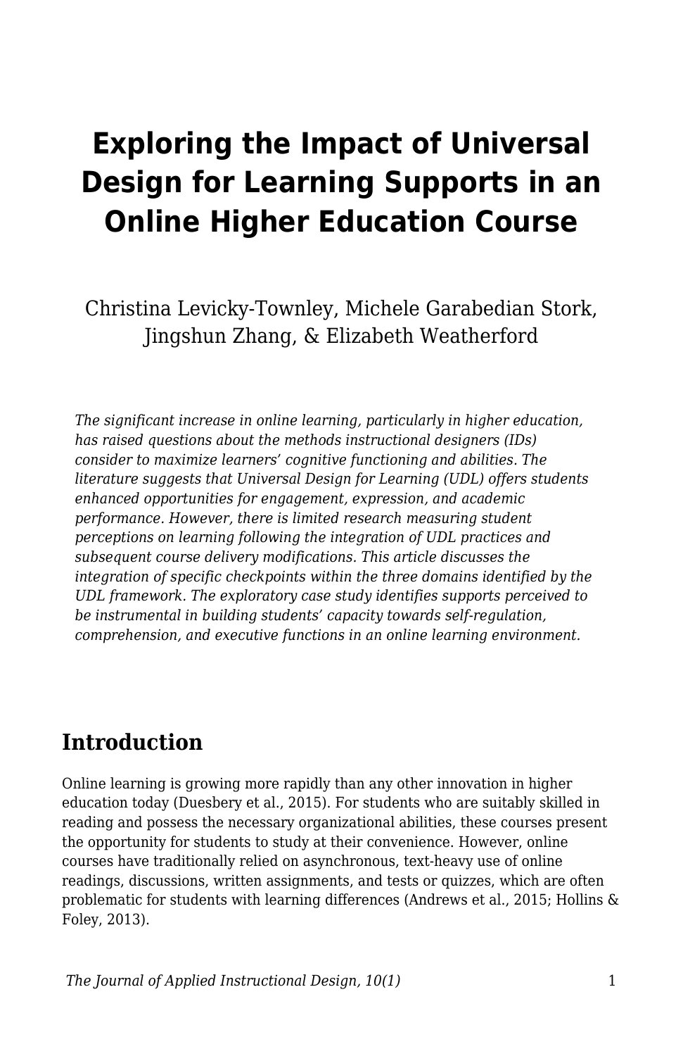# Exploring the Impact of Universal Design for Learning Supports in an Online Higher Education Course

Christina Levicky-Townley, Michele Garabedian Stork, Jingshun Zhang, & Elizabeth Weatherford

*The significant increase in online learning, particularly in higher education, has raised questions about the methods instructional designers (IDs) consider to maximize learners' cognitive functioning and abilities. The literature suggests that Universal Design for Learning (UDL) offers students enhanced opportunities for engagement, expression, and academic performance. However, there is limited research measuring student perceptions on learning following the integration of UDL practices and subsequent course delivery modifications. This article discusses the integration of specific checkpoints within the three domains identified by the UDL framework. The exploratory case study identifies supports perceived to be instrumental in building students' capacity towards self-regulation, comprehension, and executive functions in an online learning environment.*

## Introduction

Online learning is growing more rapidly than any other innovation in higher education today (Duesbery et al., 2015). For students who are suitably skilled in reading and possess the necessary organizational abilities, these courses present the opportunity for students to study at their convenience. However, online courses have traditionally relied on asynchronous, text-heavy use of online readings, discussions, written assignments, and tests or quizzes, which are often problematic for students with learning differences (Andrews et al., 2015; Hollins & Foley, 2013).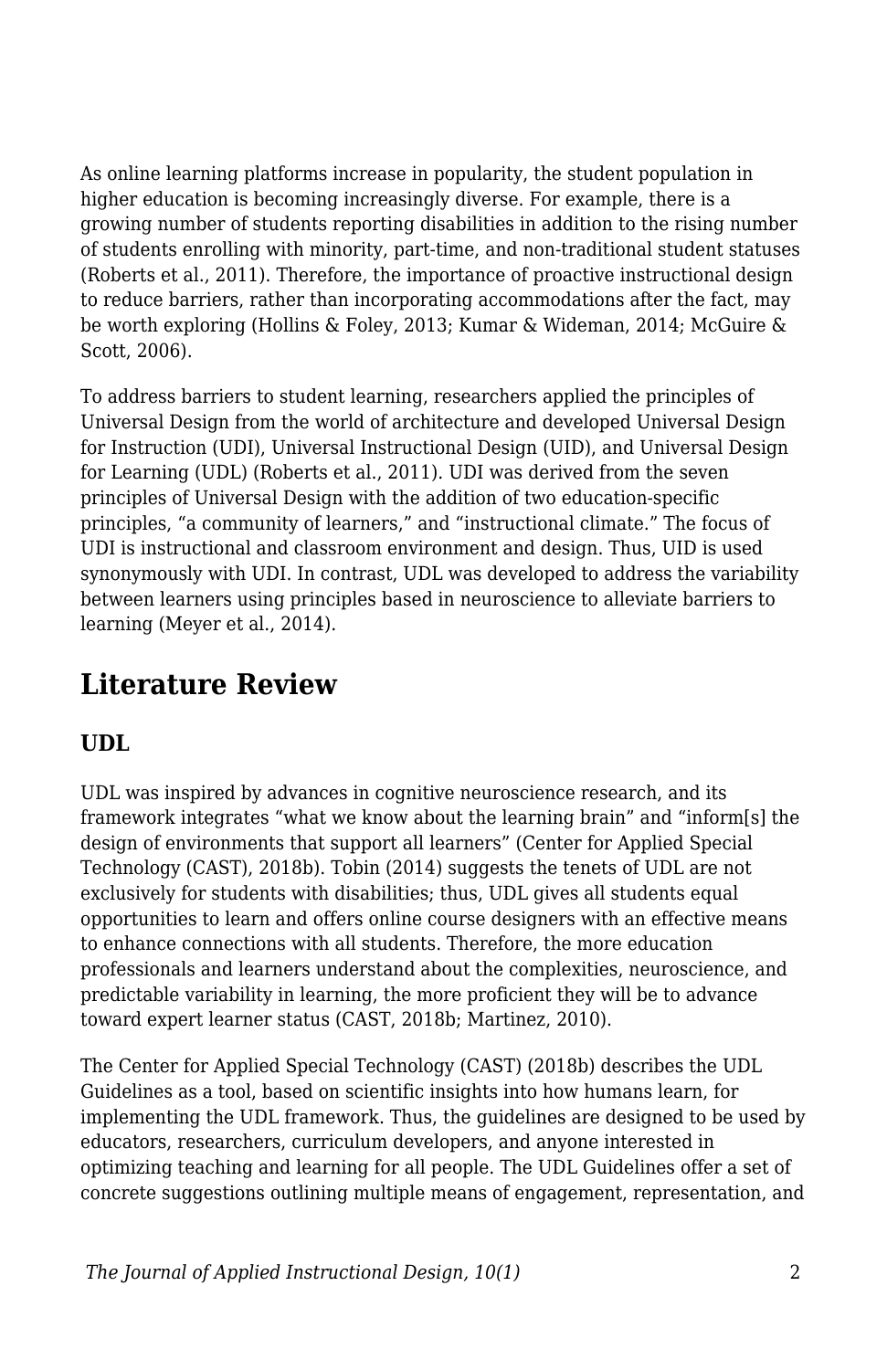As online learning platforms increase in popularity, the student population in higher education is becoming increasingly diverse. For example, there is a growing number of students reporting disabilities in addition to the rising number of students enrolling with minority, part-time, and non-traditional student statuses (Roberts et al., 2011). Therefore, the importance of proactive instructional design to reduce barriers, rather than incorporating accommodations after the fact, may be worth exploring (Hollins & Foley, 2013; Kumar & Wideman, 2014; McGuire & Scott, 2006).

To address barriers to student learning, researchers applied the principles of Universal Design from the world of architecture and developed Universal Design for Instruction (UDI), Universal Instructional Design (UID), and Universal Design for Learning (UDL) (Roberts et al., 2011). UDI was derived from the seven principles of Universal Design with the addition of two education-specific principles, "a community of learners," and "instructional climate." The focus of UDI is instructional and classroom environment and design. Thus, UID is used synonymously with UDI. In contrast, UDL was developed to address the variability between learners using principles based in neuroscience to alleviate barriers to learning (Meyer et al., 2014).

## Literature Review

### UDL

UDL was inspired by advances in cognitive neuroscience research, and its framework integrates "what we know about the learning brain" and "inform[s] the design of environments that support all learners" (Center for Applied Special Technology (CAST), 2018b). Tobin (2014) suggests the tenets of UDL are not exclusively for students with disabilities; thus, UDL gives all students equal opportunities to learn and offers online course designers with an effective means to enhance connections with all students. Therefore, the more education professionals and learners understand about the complexities, neuroscience, and predictable variability in learning, the more proficient they will be to advance toward expert learner status (CAST, 2018b; Martinez, 2010).

The Center for Applied Special Technology (CAST) (2018b) describes the UDL Guidelines as a tool, based on scientific insights into how humans learn, for implementing the UDL framework. Thus, the guidelines are designed to be used by educators, researchers, curriculum developers, and anyone interested in optimizing teaching and learning for all people. The UDL Guidelines offer a set of concrete suggestions outlining multiple means of engagement, representation, and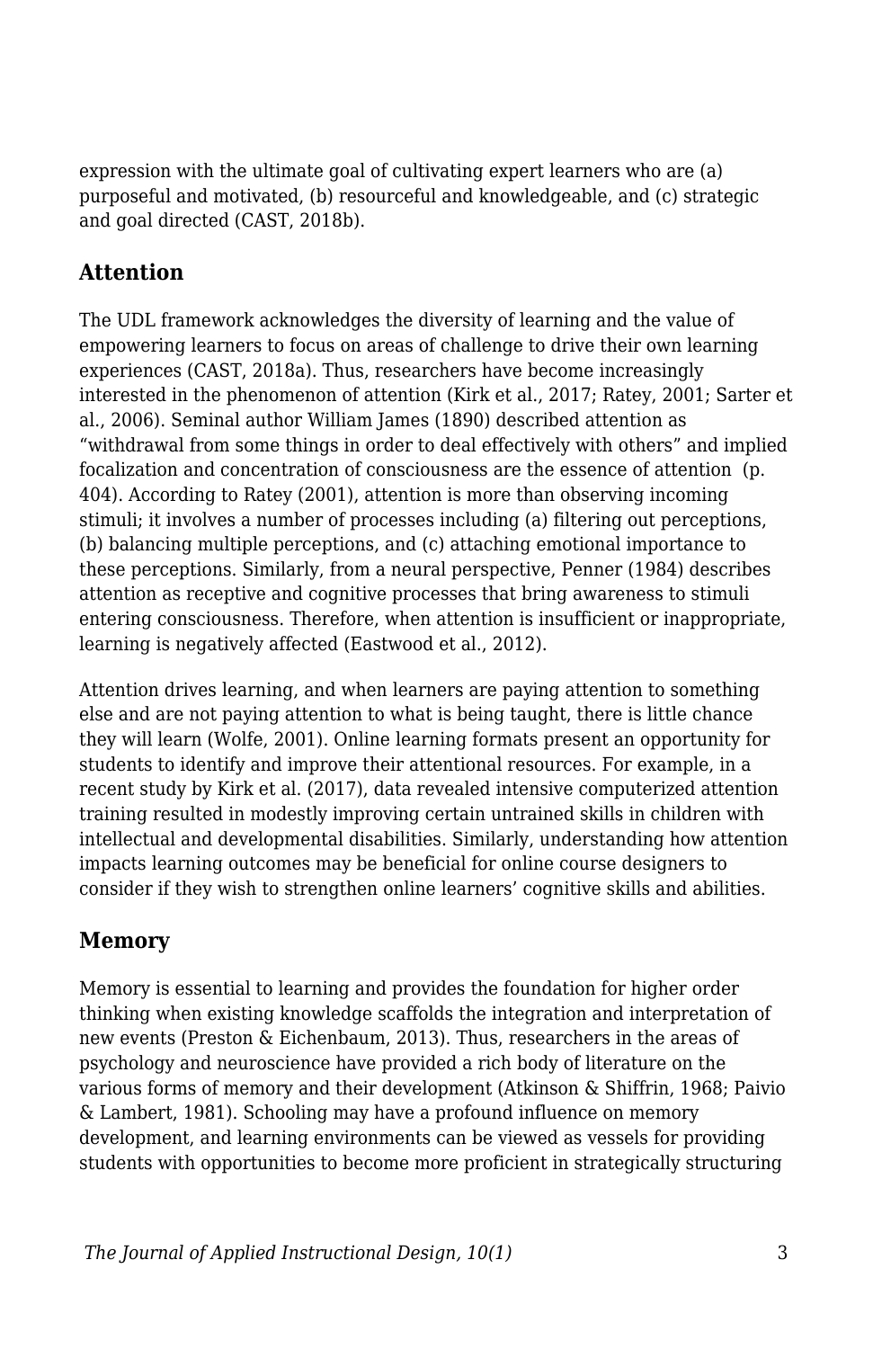expression with the ultimate goal of cultivating expert learners who are (a) purposeful and motivated, (b) resourceful and knowledgeable, and (c) strategic and goal directed (CAST, 2018b).

## Attention

The UDL framework acknowledges the diversity of learning and the value of empowering learners to focus on areas of challenge to drive their own learning experiences (CAST, 2018a). Thus, researchers have become increasingly interested in the phenomenon of attention (Kirk et al., 2017; Ratey, 2001; Sarter et al., 2006). Seminal author William James (1890) described attention as "withdrawal from some things in order to deal effectively with others" and implied focalization and concentration of consciousness are the essence of attention (p. 404). According to Ratey (2001), attention is more than observing incoming stimuli; it involves a number of processes including (a) filtering out perceptions, (b) balancing multiple perceptions, and (c) attaching emotional importance to these perceptions. Similarly, from a neural perspective, Penner (1984) describes attention as receptive and cognitive processes that bring awareness to stimuli entering consciousness. Therefore, when attention is insufficient or inappropriate, learning is negatively affected (Eastwood et al., 2012).

Attention drives learning, and when learners are paying attention to something else and are not paying attention to what is being taught, there is little chance they will learn (Wolfe, 2001). Online learning formats present an opportunity for students to identify and improve their attentional resources. For example, in a recent study by Kirk et al. (2017), data revealed intensive computerized attention training resulted in modestly improving certain untrained skills in children with intellectual and developmental disabilities. Similarly, understanding how attention impacts learning outcomes may be beneficial for online course designers to consider if they wish to strengthen online learners' cognitive skills and abilities.

## Memory

Memory is essential to learning and provides the foundation for higher order thinking when existing knowledge scaffolds the integration and interpretation of new events (Preston & Eichenbaum, 2013). Thus, researchers in the areas of psychology and neuroscience have provided a rich body of literature on the various forms of memory and their development (Atkinson & Shiffrin, 1968; Paivio & Lambert, 1981). Schooling may have a profound influence on memory development, and learning environments can be viewed as vessels for providing students with opportunities to become more proficient in strategically structuring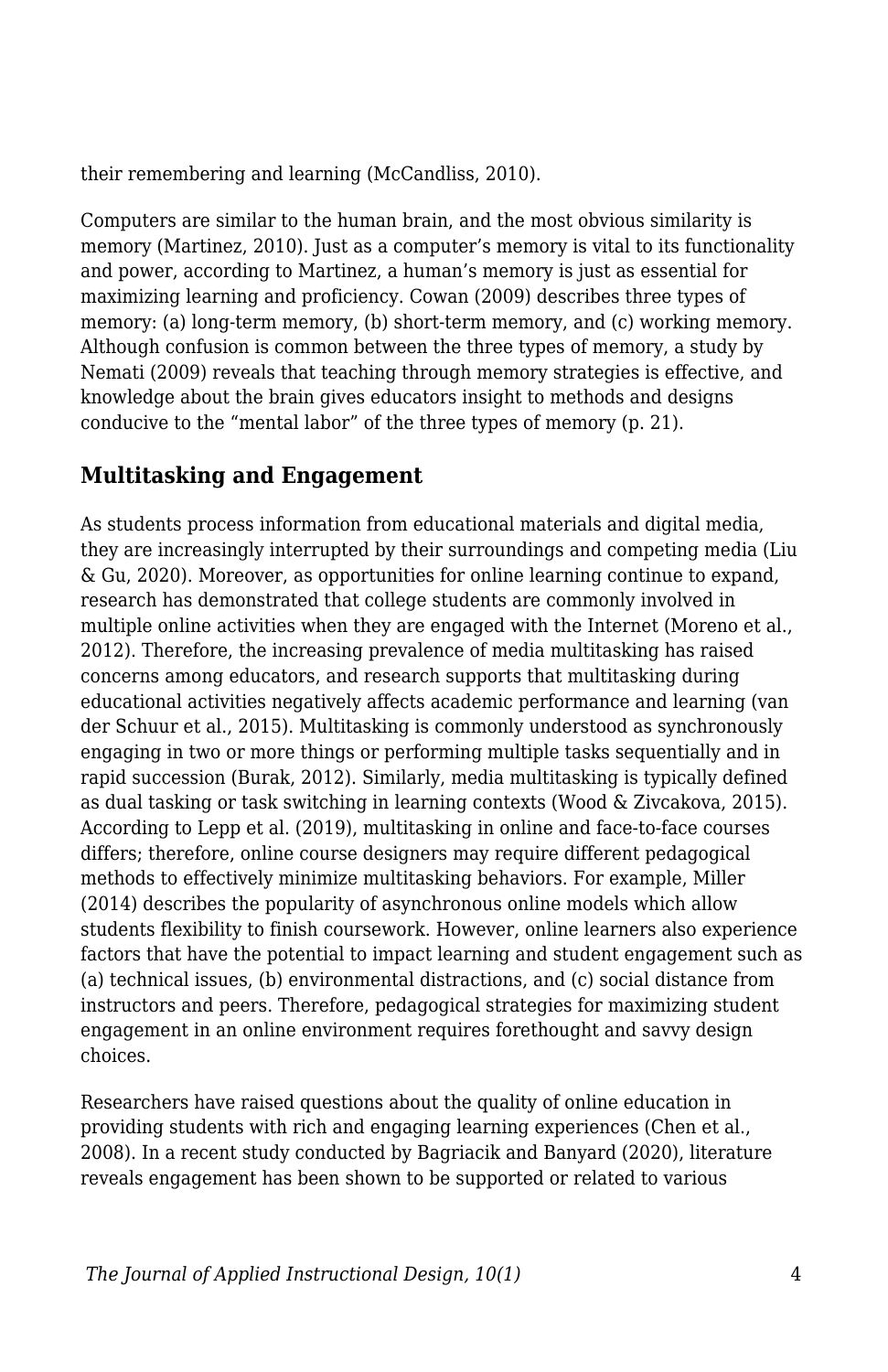their remembering and learning (McCandliss, 2010).

Computers are similar to the human brain, and the most obvious similarity is memory (Martinez, 2010). Just as a computer's memory is vital to its functionality and power, according to Martinez, a human's memory is just as essential for maximizing learning and proficiency. Cowan (2009) describes three types of memory: (a) long-term memory, (b) short-term memory, and (c) working memory. Although confusion is common between the three types of memory, a study by Nemati (2009) reveals that teaching through memory strategies is effective, and knowledge about the brain gives educators insight to methods and designs conducive to the "mental labor" of the three types of memory (p. 21).

## Multitasking and Engagement

As students process information from educational materials and digital media, they are increasingly interrupted by their surroundings and competing media (Liu & Gu, 2020). Moreover, as opportunities for online learning continue to expand, research has demonstrated that college students are commonly involved in multiple online activities when they are engaged with the Internet (Moreno et al., 2012). Therefore, the increasing prevalence of media multitasking has raised concerns among educators, and research supports that multitasking during educational activities negatively affects academic performance and learning (van der Schuur et al., 2015). Multitasking is commonly understood as synchronously engaging in two or more things or performing multiple tasks sequentially and in rapid succession (Burak, 2012). Similarly, media multitasking is typically defined as dual tasking or task switching in learning contexts (Wood & Zivcakova, 2015). According to Lepp et al. (2019), multitasking in online and face-to-face courses differs; therefore, online course designers may require different pedagogical methods to effectively minimize multitasking behaviors. For example, Miller (2014) describes the popularity of asynchronous online models which allow students flexibility to finish coursework. However, online learners also experience factors that have the potential to impact learning and student engagement such as (a) technical issues, (b) environmental distractions, and (c) social distance from instructors and peers. Therefore, pedagogical strategies for maximizing student engagement in an online environment requires forethought and savvy design choices.

Researchers have raised questions about the quality of online education in providing students with rich and engaging learning experiences (Chen et al., 2008). In a recent study conducted by Bagriacik and Banyard (2020), literature reveals engagement has been shown to be supported or related to various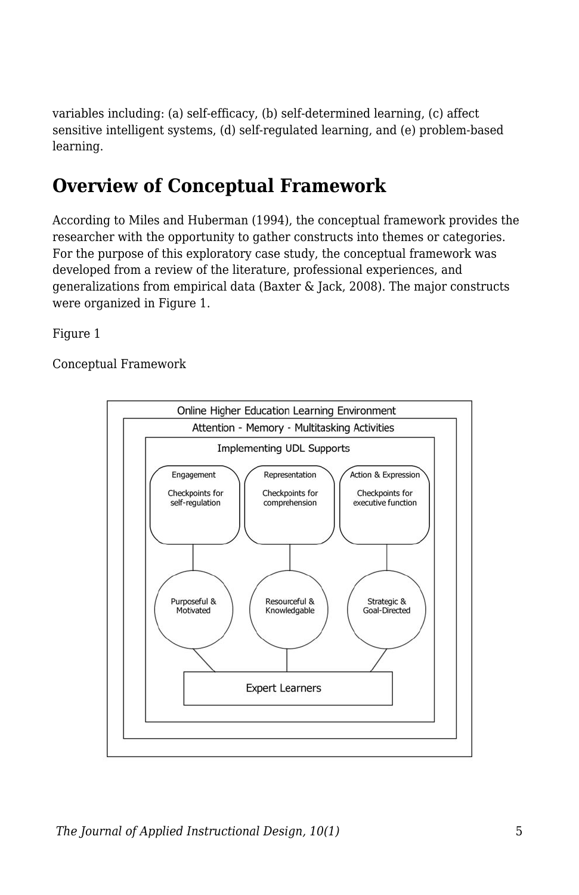variables including: (a) self-efficacy, (b) self-determined learning, (c) affect sensitive intelligent systems, (d) self-regulated learning, and (e) problem-based learning.

## Overview of Conceptual Framework

According to Miles and Huberman (1994), the conceptual framework provides the researcher with the opportunity to gather constructs into themes or categories. For the purpose of this exploratory case study, the conceptual framework was developed from a review of the literature, professional experiences, and generalizations from empirical data (Baxter & Jack, 2008). The major constructs were organized in Figure 1.

Figure 1

Conceptual Framework

Online Higher Education Learning Environment

Attention - Memory - Multitasking Activities

Implementing UDL Supports

| Engagement | Representation | Action & Expression |
|---|---|---|
| Checkpoints for self-regulation | Checkpoints for comprehension | Checkpoints for executive function |
| Purposeful & Motivated | Resourceful & Knowledgable | Strategic & Goal-Directed |

Expert Learners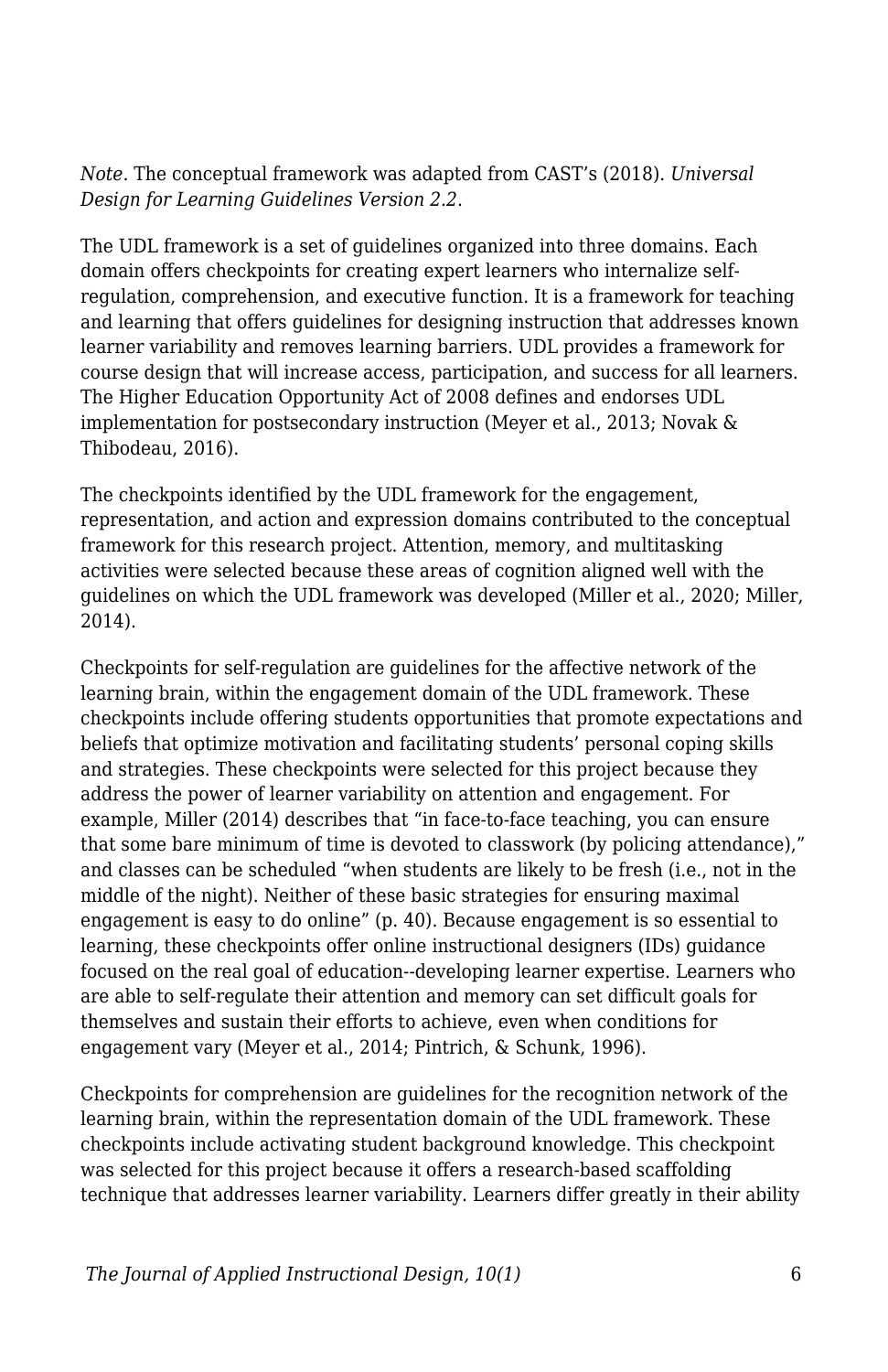*Note*. The conceptual framework was adapted from CAST's (2018). *Universal Design for Learning Guidelines Version 2.2*.

The UDL framework is a set of guidelines organized into three domains. Each domain offers checkpoints for creating expert learners who internalize self-regulation, comprehension, and executive function. It is a framework for teaching and learning that offers guidelines for designing instruction that addresses known learner variability and removes learning barriers. UDL provides a framework for course design that will increase access, participation, and success for all learners. The Higher Education Opportunity Act of 2008 defines and endorses UDL implementation for postsecondary instruction (Meyer et al., 2013; Novak & Thibodeau, 2016).

The checkpoints identified by the UDL framework for the engagement, representation, and action and expression domains contributed to the conceptual framework for this research project. Attention, memory, and multitasking activities were selected because these areas of cognition aligned well with the guidelines on which the UDL framework was developed (Miller et al., 2020; Miller, 2014).

Checkpoints for self-regulation are guidelines for the affective network of the learning brain, within the engagement domain of the UDL framework. These checkpoints include offering students opportunities that promote expectations and beliefs that optimize motivation and facilitating students' personal coping skills and strategies. These checkpoints were selected for this project because they address the power of learner variability on attention and engagement. For example, Miller (2014) describes that "in face-to-face teaching, you can ensure that some bare minimum of time is devoted to classwork (by policing attendance)," and classes can be scheduled "when students are likely to be fresh (i.e., not in the middle of the night). Neither of these basic strategies for ensuring maximal engagement is easy to do online" (p. 40). Because engagement is so essential to learning, these checkpoints offer online instructional designers (IDs) guidance focused on the real goal of education--developing learner expertise. Learners who are able to self-regulate their attention and memory can set difficult goals for themselves and sustain their efforts to achieve, even when conditions for engagement vary (Meyer et al., 2014; Pintrich, & Schunk, 1996).

Checkpoints for comprehension are guidelines for the recognition network of the learning brain, within the representation domain of the UDL framework. These checkpoints include activating student background knowledge. This checkpoint was selected for this project because it offers a research-based scaffolding technique that addresses learner variability. Learners differ greatly in their ability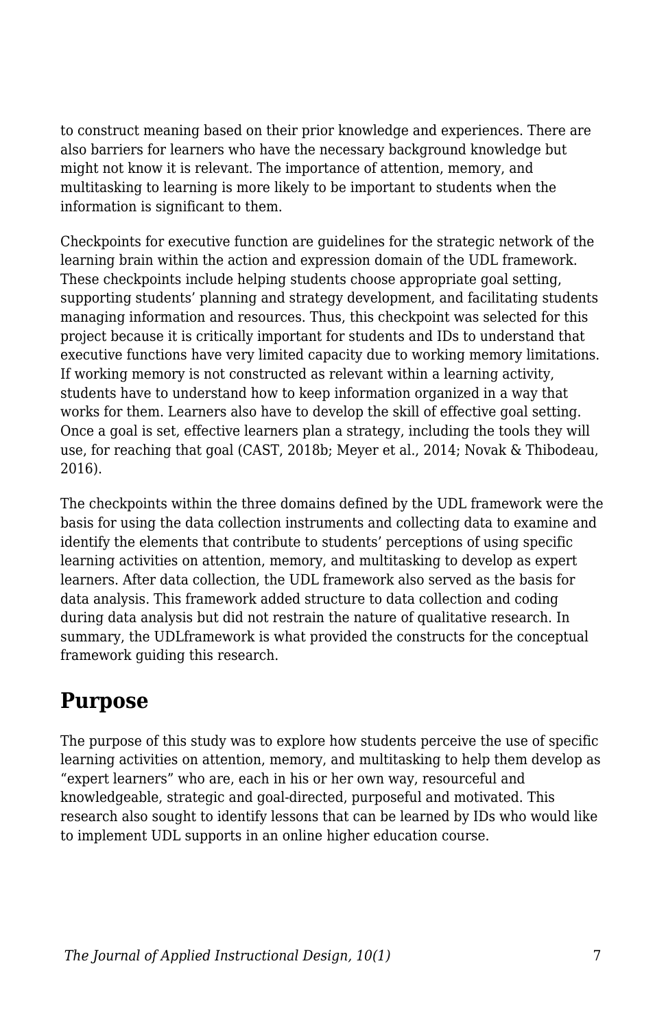to construct meaning based on their prior knowledge and experiences. There are also barriers for learners who have the necessary background knowledge but might not know it is relevant. The importance of attention, memory, and multitasking to learning is more likely to be important to students when the information is significant to them.

Checkpoints for executive function are guidelines for the strategic network of the learning brain within the action and expression domain of the UDL framework. These checkpoints include helping students choose appropriate goal setting, supporting students' planning and strategy development, and facilitating students managing information and resources. Thus, this checkpoint was selected for this project because it is critically important for students and IDs to understand that executive functions have very limited capacity due to working memory limitations. If working memory is not constructed as relevant within a learning activity, students have to understand how to keep information organized in a way that works for them. Learners also have to develop the skill of effective goal setting. Once a goal is set, effective learners plan a strategy, including the tools they will use, for reaching that goal (CAST, 2018b; Meyer et al., 2014; Novak & Thibodeau, 2016).

The checkpoints within the three domains defined by the UDL framework were the basis for using the data collection instruments and collecting data to examine and identify the elements that contribute to students' perceptions of using specific learning activities on attention, memory, and multitasking to develop as expert learners. After data collection, the UDL framework also served as the basis for data analysis. This framework added structure to data collection and coding during data analysis but did not restrain the nature of qualitative research. In summary, the UDLframework is what provided the constructs for the conceptual framework guiding this research.

## Purpose

The purpose of this study was to explore how students perceive the use of specific learning activities on attention, memory, and multitasking to help them develop as "expert learners" who are, each in his or her own way, resourceful and knowledgeable, strategic and goal-directed, purposeful and motivated. This research also sought to identify lessons that can be learned by IDs who would like to implement UDL supports in an online higher education course.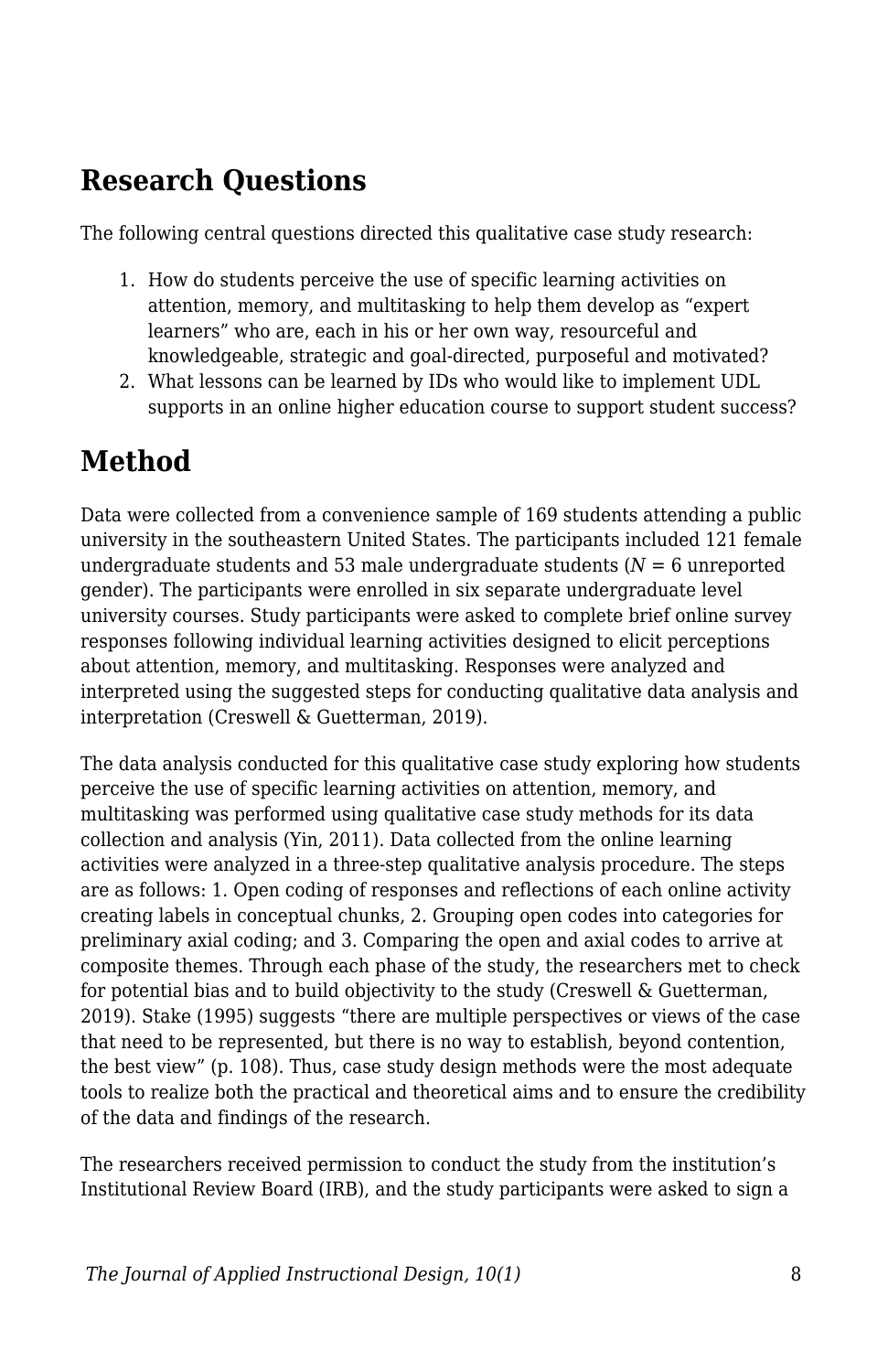## Research Questions

The following central questions directed this qualitative case study research:

1. How do students perceive the use of specific learning activities on attention, memory, and multitasking to help them develop as "expert learners" who are, each in his or her own way, resourceful and knowledgeable, strategic and goal-directed, purposeful and motivated?
2. What lessons can be learned by IDs who would like to implement UDL supports in an online higher education course to support student success?

## Method

Data were collected from a convenience sample of 169 students attending a public university in the southeastern United States. The participants included 121 female undergraduate students and 53 male undergraduate students ($N$ = 6 unreported gender). The participants were enrolled in six separate undergraduate level university courses. Study participants were asked to complete brief online survey responses following individual learning activities designed to elicit perceptions about attention, memory, and multitasking. Responses were analyzed and interpreted using the suggested steps for conducting qualitative data analysis and interpretation (Creswell & Guetterman, 2019).

The data analysis conducted for this qualitative case study exploring how students perceive the use of specific learning activities on attention, memory, and multitasking was performed using qualitative case study methods for its data collection and analysis (Yin, 2011). Data collected from the online learning activities were analyzed in a three-step qualitative analysis procedure. The steps are as follows: 1. Open coding of responses and reflections of each online activity creating labels in conceptual chunks, 2. Grouping open codes into categories for preliminary axial coding; and 3. Comparing the open and axial codes to arrive at composite themes. Through each phase of the study, the researchers met to check for potential bias and to build objectivity to the study (Creswell & Guetterman, 2019). Stake (1995) suggests "there are multiple perspectives or views of the case that need to be represented, but there is no way to establish, beyond contention, the best view" (p. 108). Thus, case study design methods were the most adequate tools to realize both the practical and theoretical aims and to ensure the credibility of the data and findings of the research.

The researchers received permission to conduct the study from the institution's Institutional Review Board (IRB), and the study participants were asked to sign a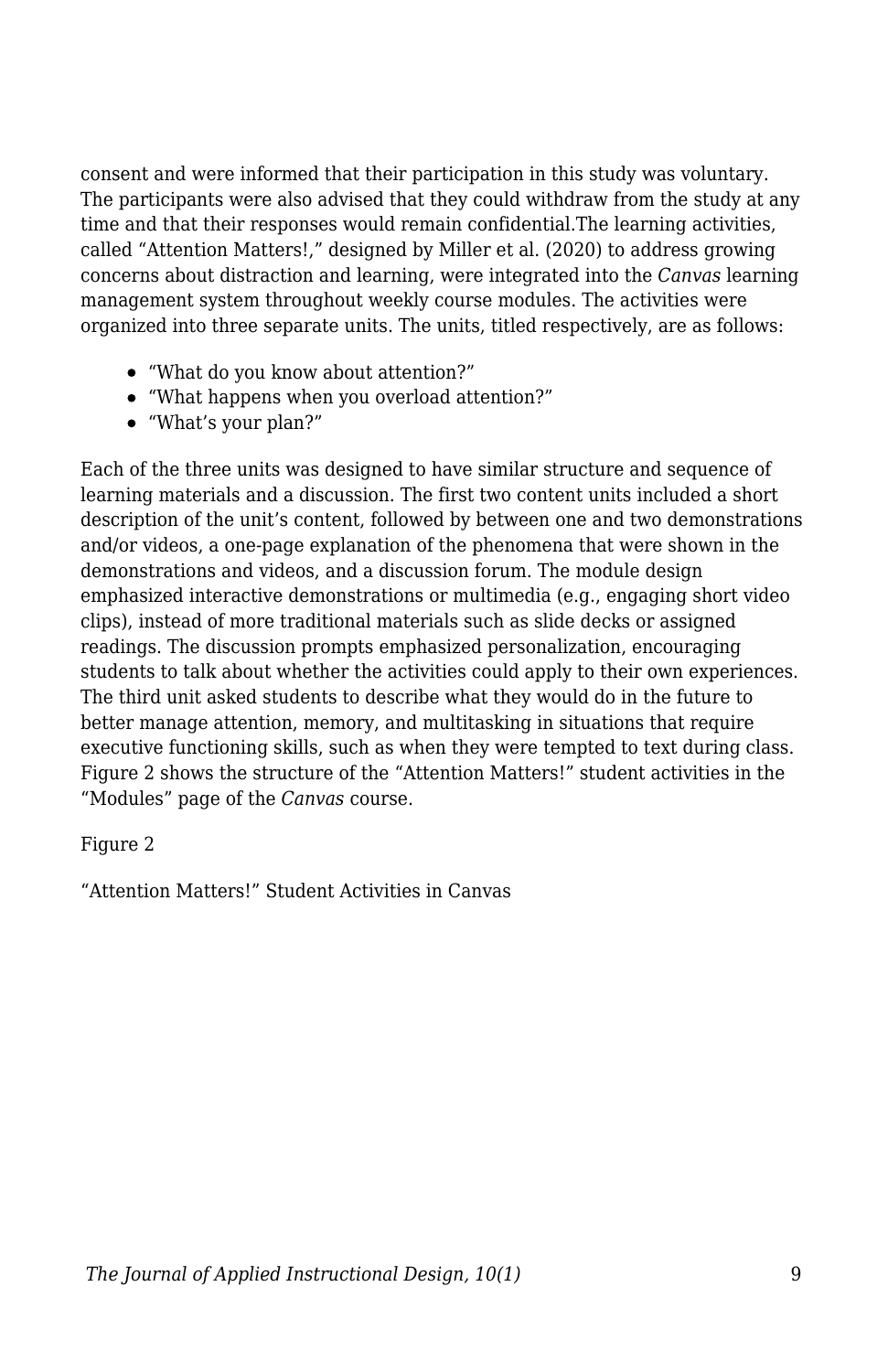consent and were informed that their participation in this study was voluntary. The participants were also advised that they could withdraw from the study at any time and that their responses would remain confidential.The learning activities, called “Attention Matters!,” designed by Miller et al. (2020) to address growing concerns about distraction and learning, were integrated into the *Canvas* learning management system throughout weekly course modules. The activities were organized into three separate units. The units, titled respectively, are as follows:

- “What do you know about attention?”
- “What happens when you overload attention?”
- “What’s your plan?”

Each of the three units was designed to have similar structure and sequence of learning materials and a discussion. The first two content units included a short description of the unit’s content, followed by between one and two demonstrations and/or videos, a one-page explanation of the phenomena that were shown in the demonstrations and videos, and a discussion forum. The module design emphasized interactive demonstrations or multimedia (e.g., engaging short video clips), instead of more traditional materials such as slide decks or assigned readings. The discussion prompts emphasized personalization, encouraging students to talk about whether the activities could apply to their own experiences. The third unit asked students to describe what they would do in the future to better manage attention, memory, and multitasking in situations that require executive functioning skills, such as when they were tempted to text during class. Figure 2 shows the structure of the “Attention Matters!” student activities in the “Modules” page of the *Canvas* course.

Figure 2

“Attention Matters!” Student Activities in Canvas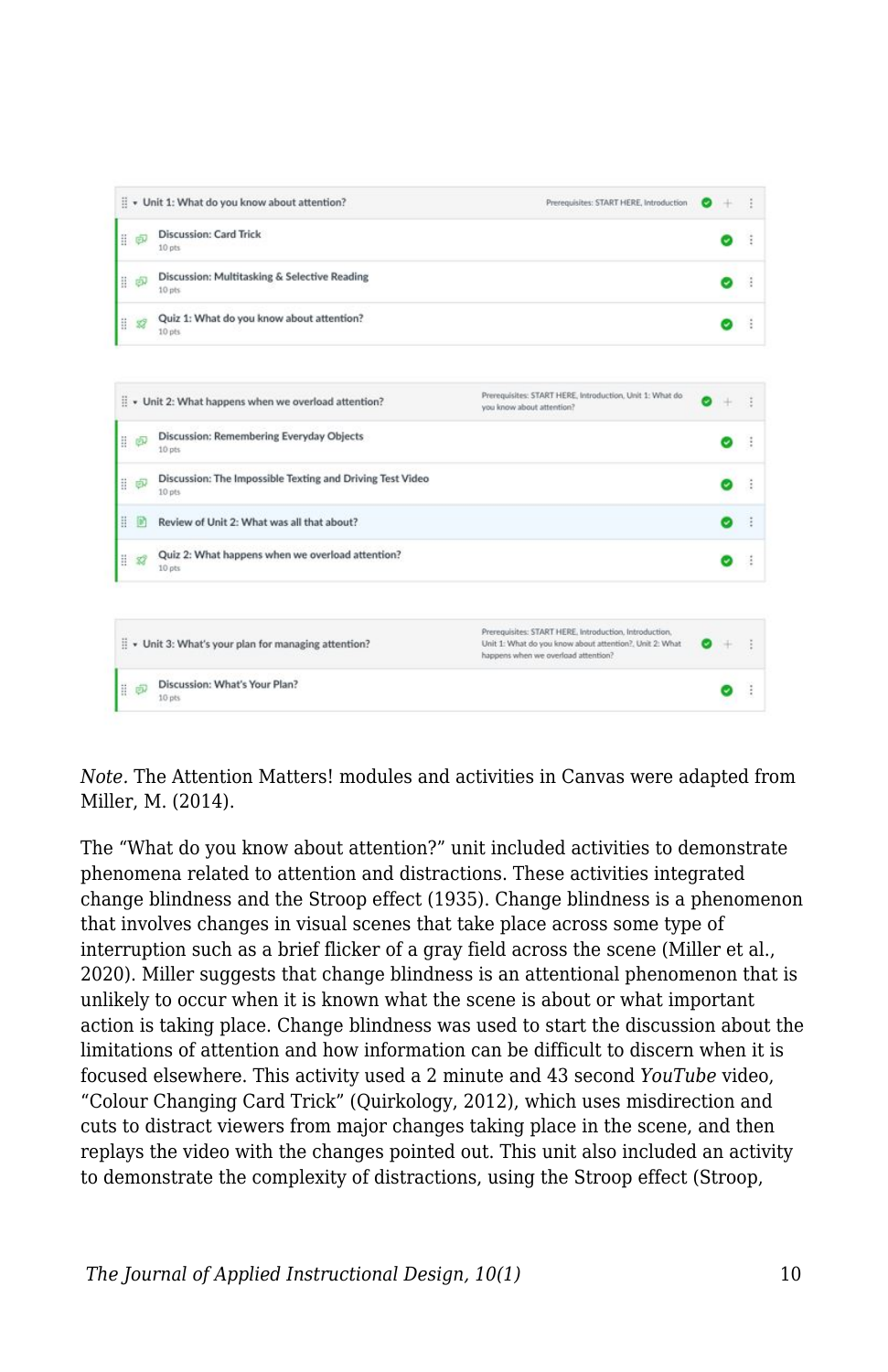Unit 1: What do you know about attention? — Prerequisites: START HERE, Introduction

- Discussion: Card Trick — 10 pts
- Discussion: Multitasking & Selective Reading — 10 pts
- Quiz 1: What do you know about attention? — 10 pts

Unit 2: What happens when we overload attention? — Prerequisites: START HERE, Introduction, Unit 1: What do you know about attention?

- Discussion: Remembering Everyday Objects — 10 pts
- Discussion: The Impossible Texting and Driving Test Video — 10 pts
- Review of Unit 2: What was all that about?
- Quiz 2: What happens when we overload attention? — 10 pts

Unit 3: What's your plan for managing attention? — Prerequisites: START HERE, Introduction, Introduction, Unit 1: What do you know about attention?, Unit 2: What happens when we overload attention?

- Discussion: What's Your Plan? — 10 pts

*Note.* The Attention Matters! modules and activities in Canvas were adapted from Miller, M. (2014).

The "What do you know about attention?" unit included activities to demonstrate phenomena related to attention and distractions. These activities integrated change blindness and the Stroop effect (1935). Change blindness is a phenomenon that involves changes in visual scenes that take place across some type of interruption such as a brief flicker of a gray field across the scene (Miller et al., 2020). Miller suggests that change blindness is an attentional phenomenon that is unlikely to occur when it is known what the scene is about or what important action is taking place. Change blindness was used to start the discussion about the limitations of attention and how information can be difficult to discern when it is focused elsewhere. This activity used a 2 minute and 43 second *YouTube* video, "Colour Changing Card Trick" (Quirkology, 2012), which uses misdirection and cuts to distract viewers from major changes taking place in the scene, and then replays the video with the changes pointed out. This unit also included an activity to demonstrate the complexity of distractions, using the Stroop effect (Stroop,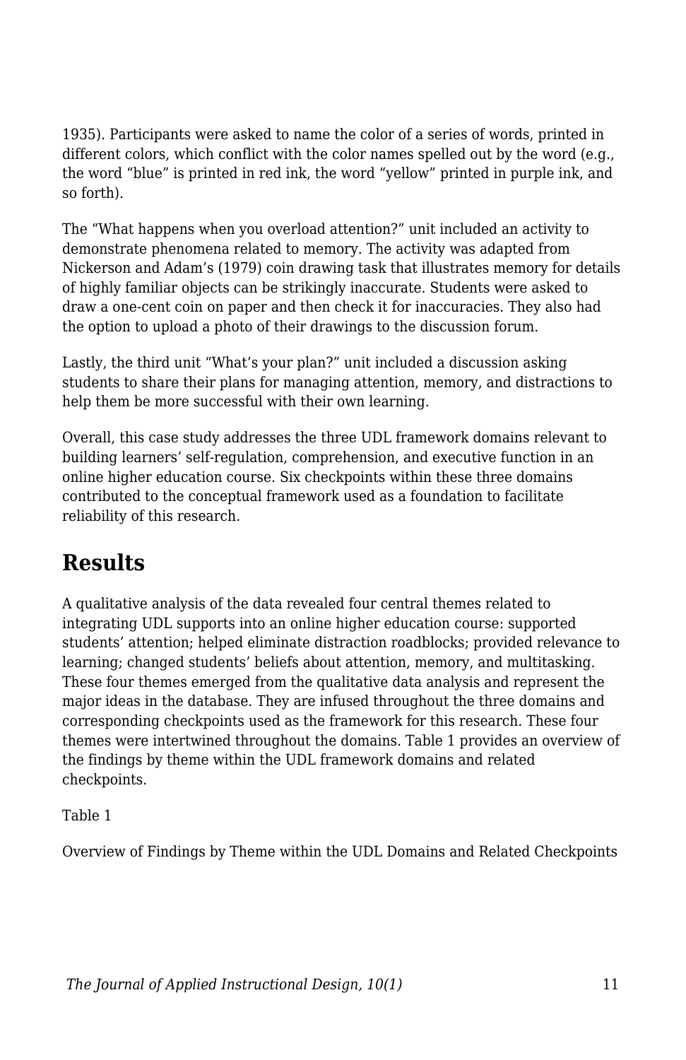1935). Participants were asked to name the color of a series of words, printed in different colors, which conflict with the color names spelled out by the word (e.g., the word “blue” is printed in red ink, the word “yellow” printed in purple ink, and so forth).

The “What happens when you overload attention?” unit included an activity to demonstrate phenomena related to memory. The activity was adapted from Nickerson and Adam’s (1979) coin drawing task that illustrates memory for details of highly familiar objects can be strikingly inaccurate. Students were asked to draw a one-cent coin on paper and then check it for inaccuracies. They also had the option to upload a photo of their drawings to the discussion forum.

Lastly, the third unit “What’s your plan?” unit included a discussion asking students to share their plans for managing attention, memory, and distractions to help them be more successful with their own learning.

Overall, this case study addresses the three UDL framework domains relevant to building learners’ self-regulation, comprehension, and executive function in an online higher education course. Six checkpoints within these three domains contributed to the conceptual framework used as a foundation to facilitate reliability of this research.

## Results

A qualitative analysis of the data revealed four central themes related to integrating UDL supports into an online higher education course: supported students’ attention; helped eliminate distraction roadblocks; provided relevance to learning; changed students’ beliefs about attention, memory, and multitasking. These four themes emerged from the qualitative data analysis and represent the major ideas in the database. They are infused throughout the three domains and corresponding checkpoints used as the framework for this research. These four themes were intertwined throughout the domains. Table 1 provides an overview of the findings by theme within the UDL framework domains and related checkpoints.

Table 1

Overview of Findings by Theme within the UDL Domains and Related Checkpoints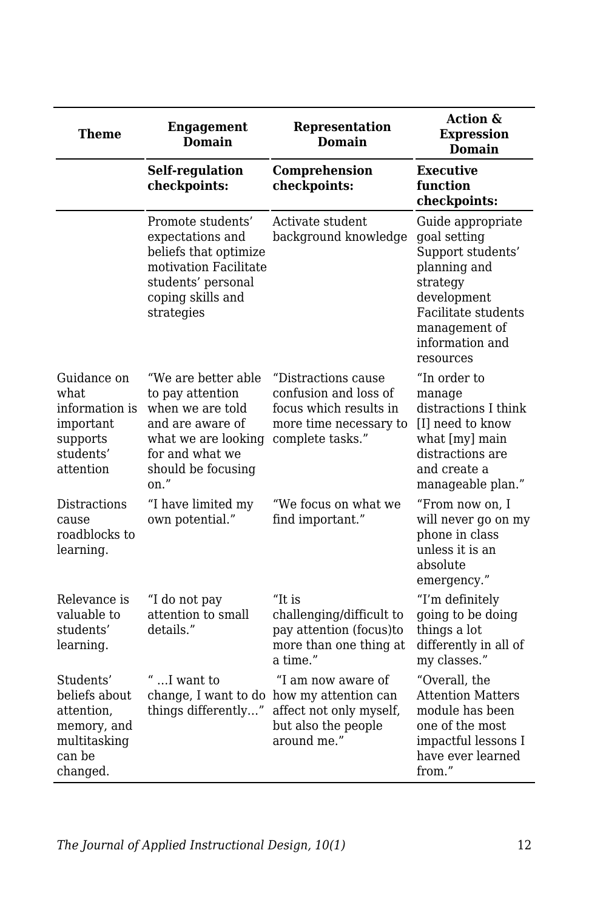| Theme | Engagement Domain | Representation Domain | Action & Expression Domain |
|---|---|---|---|
| | **Self-regulation checkpoints:** | **Comprehension checkpoints:** | **Executive function checkpoints:** |
| | Promote students' expectations and beliefs that optimize motivation Facilitate students' personal coping skills and strategies | Activate student background knowledge | Guide appropriate goal setting Support students' planning and strategy development Facilitate students management of information and resources |
| Guidance on what information is important supports students' attention | "We are better able to pay attention when we are told and are aware of what we are looking for and what we should be focusing on." | "Distractions cause confusion and loss of focus which results in more time necessary to complete tasks." | "In order to manage distractions I think [I] need to know what [my] main distractions are and create a manageable plan." |
| Distractions cause roadblocks to learning. | "I have limited my own potential." | "We focus on what we find important." | "From now on, I will never go on my phone in class unless it is an absolute emergency." |
| Relevance is valuable to students' learning. | "I do not pay attention to small details." | "It is challenging/difficult to pay attention (focus)to more than one thing at a time." | "I'm definitely going to be doing things a lot differently in all of my classes." |
| Students' beliefs about attention, memory, and multitasking can be changed. | " …I want to change, I want to do things differently…" | "I am now aware of how my attention can affect not only myself, but also the people around me." | "Overall, the Attention Matters module has been one of the most impactful lessons I have ever learned from." |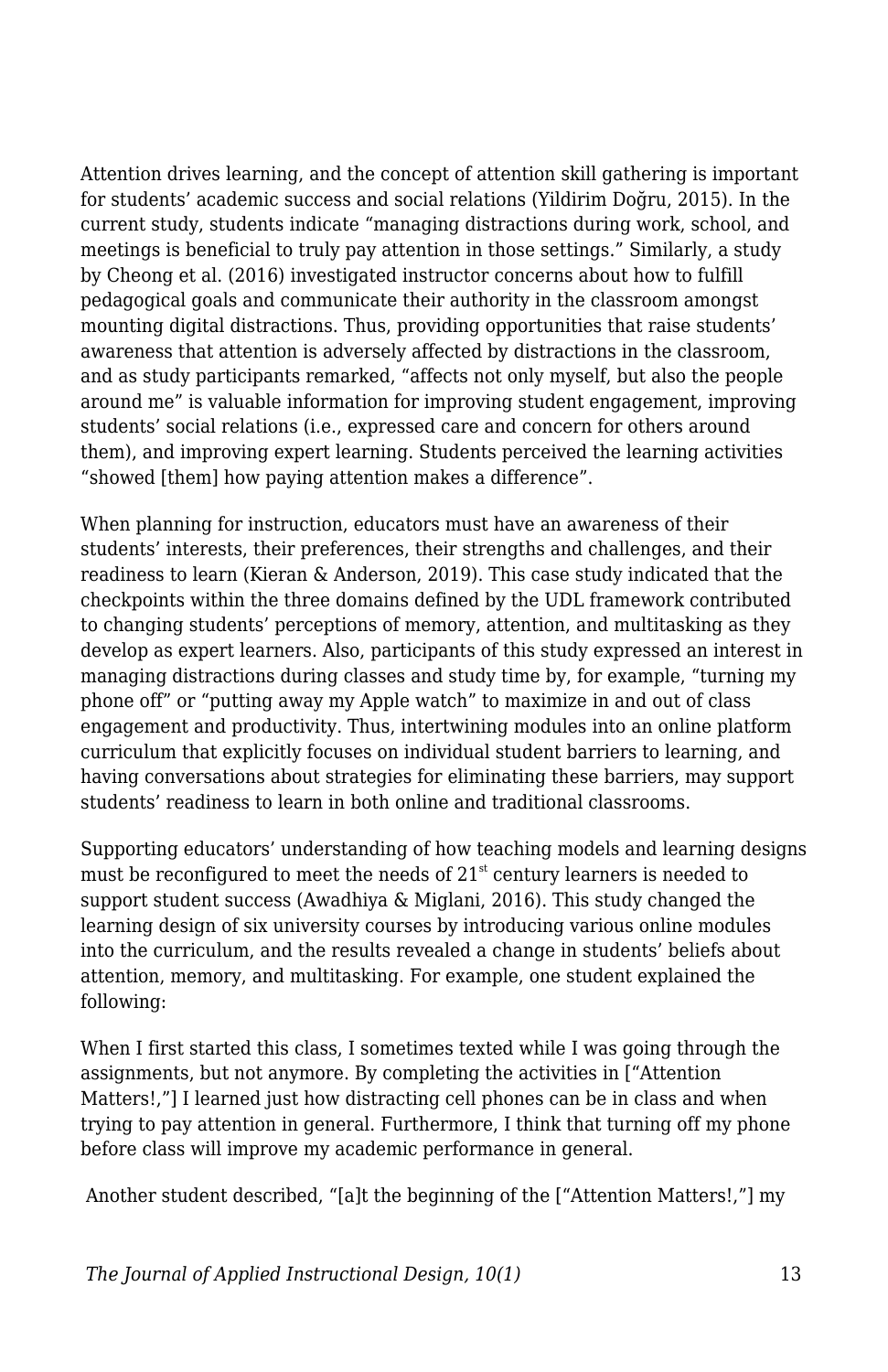Attention drives learning, and the concept of attention skill gathering is important for students' academic success and social relations (Yildirim Doğru, 2015). In the current study, students indicate "managing distractions during work, school, and meetings is beneficial to truly pay attention in those settings." Similarly, a study by Cheong et al. (2016) investigated instructor concerns about how to fulfill pedagogical goals and communicate their authority in the classroom amongst mounting digital distractions. Thus, providing opportunities that raise students' awareness that attention is adversely affected by distractions in the classroom, and as study participants remarked, "affects not only myself, but also the people around me" is valuable information for improving student engagement, improving students' social relations (i.e., expressed care and concern for others around them), and improving expert learning. Students perceived the learning activities "showed [them] how paying attention makes a difference".

When planning for instruction, educators must have an awareness of their students' interests, their preferences, their strengths and challenges, and their readiness to learn (Kieran & Anderson, 2019). This case study indicated that the checkpoints within the three domains defined by the UDL framework contributed to changing students' perceptions of memory, attention, and multitasking as they develop as expert learners. Also, participants of this study expressed an interest in managing distractions during classes and study time by, for example, "turning my phone off" or "putting away my Apple watch" to maximize in and out of class engagement and productivity. Thus, intertwining modules into an online platform curriculum that explicitly focuses on individual student barriers to learning, and having conversations about strategies for eliminating these barriers, may support students' readiness to learn in both online and traditional classrooms.

Supporting educators' understanding of how teaching models and learning designs must be reconfigured to meet the needs of 21st century learners is needed to support student success (Awadhiya & Miglani, 2016). This study changed the learning design of six university courses by introducing various online modules into the curriculum, and the results revealed a change in students' beliefs about attention, memory, and multitasking. For example, one student explained the following:

When I first started this class, I sometimes texted while I was going through the assignments, but not anymore. By completing the activities in ["Attention Matters!,"] I learned just how distracting cell phones can be in class and when trying to pay attention in general. Furthermore, I think that turning off my phone before class will improve my academic performance in general.

Another student described, "[a]t the beginning of the ["Attention Matters!,"] my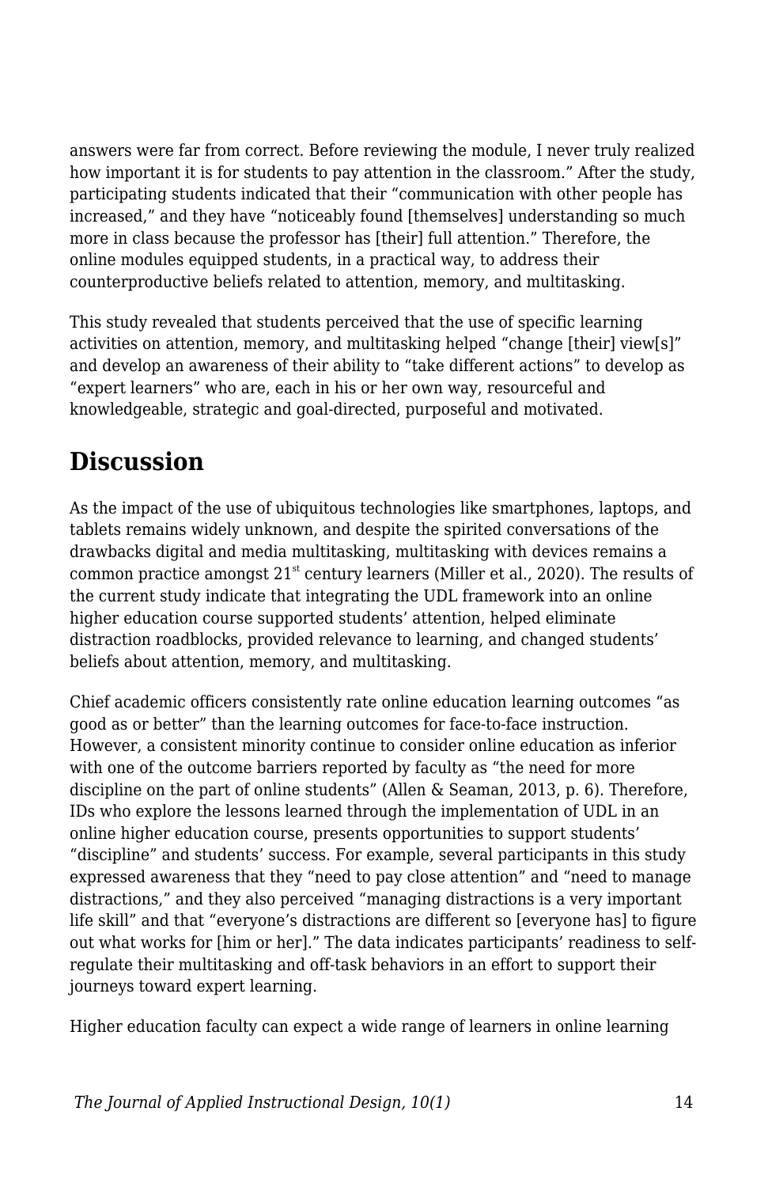answers were far from correct. Before reviewing the module, I never truly realized how important it is for students to pay attention in the classroom." After the study, participating students indicated that their "communication with other people has increased," and they have "noticeably found [themselves] understanding so much more in class because the professor has [their] full attention." Therefore, the online modules equipped students, in a practical way, to address their counterproductive beliefs related to attention, memory, and multitasking.

This study revealed that students perceived that the use of specific learning activities on attention, memory, and multitasking helped "change [their] view[s]" and develop an awareness of their ability to "take different actions" to develop as "expert learners" who are, each in his or her own way, resourceful and knowledgeable, strategic and goal-directed, purposeful and motivated.

## Discussion

As the impact of the use of ubiquitous technologies like smartphones, laptops, and tablets remains widely unknown, and despite the spirited conversations of the drawbacks digital and media multitasking, multitasking with devices remains a common practice amongst 21st century learners (Miller et al., 2020). The results of the current study indicate that integrating the UDL framework into an online higher education course supported students' attention, helped eliminate distraction roadblocks, provided relevance to learning, and changed students' beliefs about attention, memory, and multitasking.

Chief academic officers consistently rate online education learning outcomes "as good as or better" than the learning outcomes for face-to-face instruction. However, a consistent minority continue to consider online education as inferior with one of the outcome barriers reported by faculty as "the need for more discipline on the part of online students" (Allen & Seaman, 2013, p. 6). Therefore, IDs who explore the lessons learned through the implementation of UDL in an online higher education course, presents opportunities to support students' "discipline" and students' success. For example, several participants in this study expressed awareness that they "need to pay close attention" and "need to manage distractions," and they also perceived "managing distractions is a very important life skill" and that "everyone's distractions are different so [everyone has] to figure out what works for [him or her]." The data indicates participants' readiness to self-regulate their multitasking and off-task behaviors in an effort to support their journeys toward expert learning.

Higher education faculty can expect a wide range of learners in online learning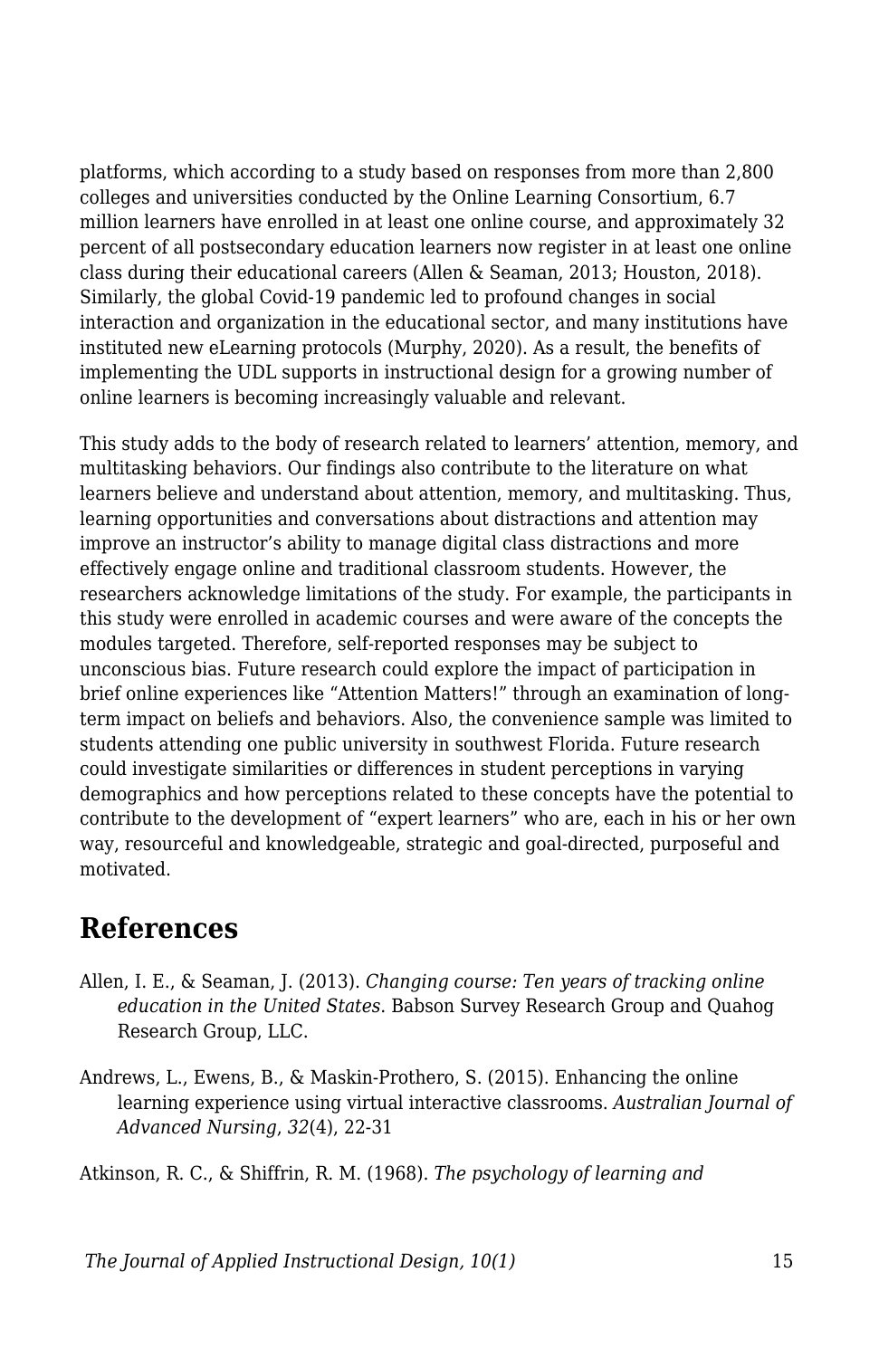platforms, which according to a study based on responses from more than 2,800 colleges and universities conducted by the Online Learning Consortium, 6.7 million learners have enrolled in at least one online course, and approximately 32 percent of all postsecondary education learners now register in at least one online class during their educational careers (Allen & Seaman, 2013; Houston, 2018). Similarly, the global Covid-19 pandemic led to profound changes in social interaction and organization in the educational sector, and many institutions have instituted new eLearning protocols (Murphy, 2020). As a result, the benefits of implementing the UDL supports in instructional design for a growing number of online learners is becoming increasingly valuable and relevant.

This study adds to the body of research related to learners' attention, memory, and multitasking behaviors. Our findings also contribute to the literature on what learners believe and understand about attention, memory, and multitasking. Thus, learning opportunities and conversations about distractions and attention may improve an instructor's ability to manage digital class distractions and more effectively engage online and traditional classroom students. However, the researchers acknowledge limitations of the study. For example, the participants in this study were enrolled in academic courses and were aware of the concepts the modules targeted. Therefore, self-reported responses may be subject to unconscious bias. Future research could explore the impact of participation in brief online experiences like "Attention Matters!" through an examination of long-term impact on beliefs and behaviors. Also, the convenience sample was limited to students attending one public university in southwest Florida. Future research could investigate similarities or differences in student perceptions in varying demographics and how perceptions related to these concepts have the potential to contribute to the development of "expert learners" who are, each in his or her own way, resourceful and knowledgeable, strategic and goal-directed, purposeful and motivated.

## References

Allen, I. E., & Seaman, J. (2013). *Changing course: Ten years of tracking online education in the United States.* Babson Survey Research Group and Quahog Research Group, LLC.

Andrews, L., Ewens, B., & Maskin-Prothero, S. (2015). Enhancing the online learning experience using virtual interactive classrooms. *Australian Journal of Advanced Nursing*, *32*(4), 22-31

Atkinson, R. C., & Shiffrin, R. M. (1968). *The psychology of learning and*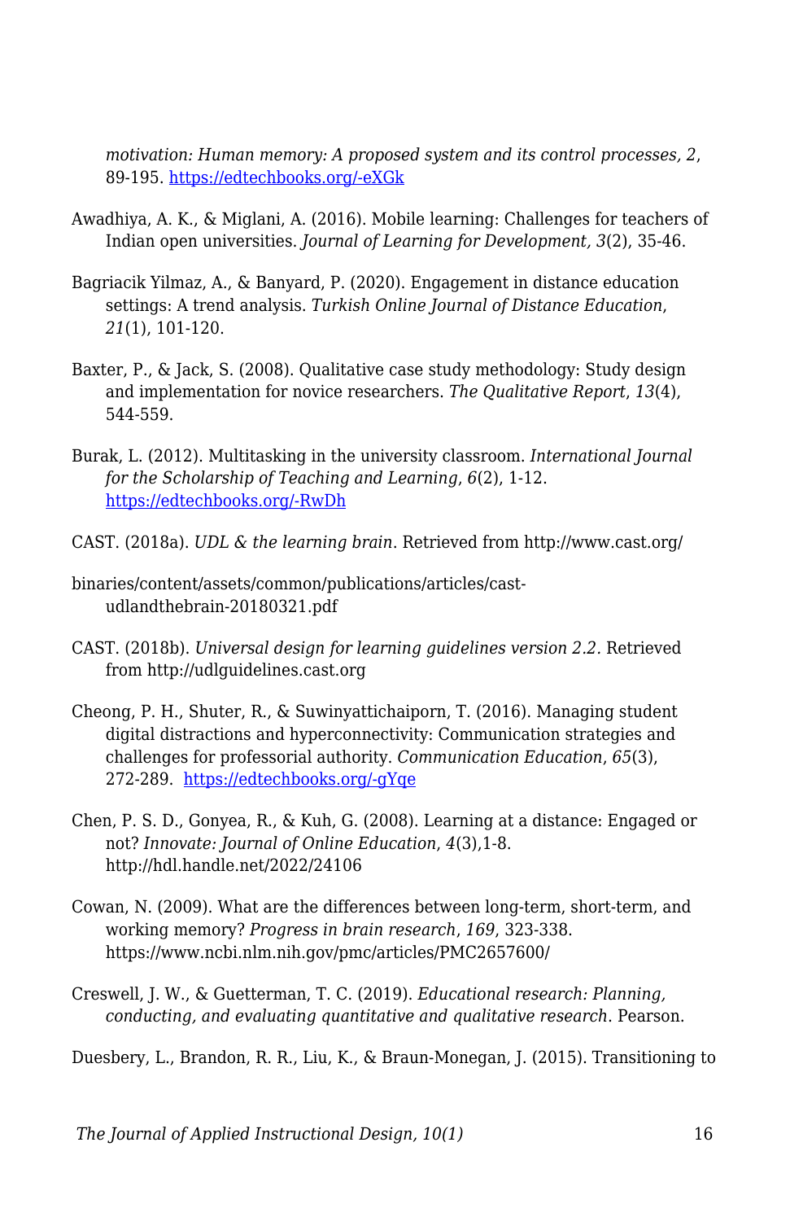*motivation: Human memory: A proposed system and its control processes, 2*, 89-195. https://edtechbooks.org/-eXGk

Awadhiya, A. K., & Miglani, A. (2016). Mobile learning: Challenges for teachers of Indian open universities. *Journal of Learning for Development, 3*(2), 35-46.

Bagriacik Yilmaz, A., & Banyard, P. (2020). Engagement in distance education settings: A trend analysis. *Turkish Online Journal of Distance Education*, *21*(1), 101-120.

Baxter, P., & Jack, S. (2008). Qualitative case study methodology: Study design and implementation for novice researchers. *The Qualitative Report*, *13*(4), 544-559.

Burak, L. (2012). Multitasking in the university classroom. *International Journal for the Scholarship of Teaching and Learning*, *6*(2), 1-12. https://edtechbooks.org/-RwDh

CAST. (2018a). *UDL & the learning brain*. Retrieved from http://www.cast.org/

binaries/content/assets/common/publications/articles/cast-udlandthebrain-20180321.pdf

CAST. (2018b). *Universal design for learning guidelines version 2.2*. Retrieved from http://udlguidelines.cast.org

Cheong, P. H., Shuter, R., & Suwinyattichaiporn, T. (2016). Managing student digital distractions and hyperconnectivity: Communication strategies and challenges for professorial authority. *Communication Education*, *65*(3), 272-289. https://edtechbooks.org/-gYqe

Chen, P. S. D., Gonyea, R., & Kuh, G. (2008). Learning at a distance: Engaged or not? *Innovate: Journal of Online Education*, *4*(3),1-8. http://hdl.handle.net/2022/24106

Cowan, N. (2009). What are the differences between long-term, short-term, and working memory? *Progress in brain research*, *169*, 323-338. https://www.ncbi.nlm.nih.gov/pmc/articles/PMC2657600/

Creswell, J. W., & Guetterman, T. C. (2019). *Educational research: Planning, conducting, and evaluating quantitative and qualitative research*. Pearson.

Duesbery, L., Brandon, R. R., Liu, K., & Braun-Monegan, J. (2015). Transitioning to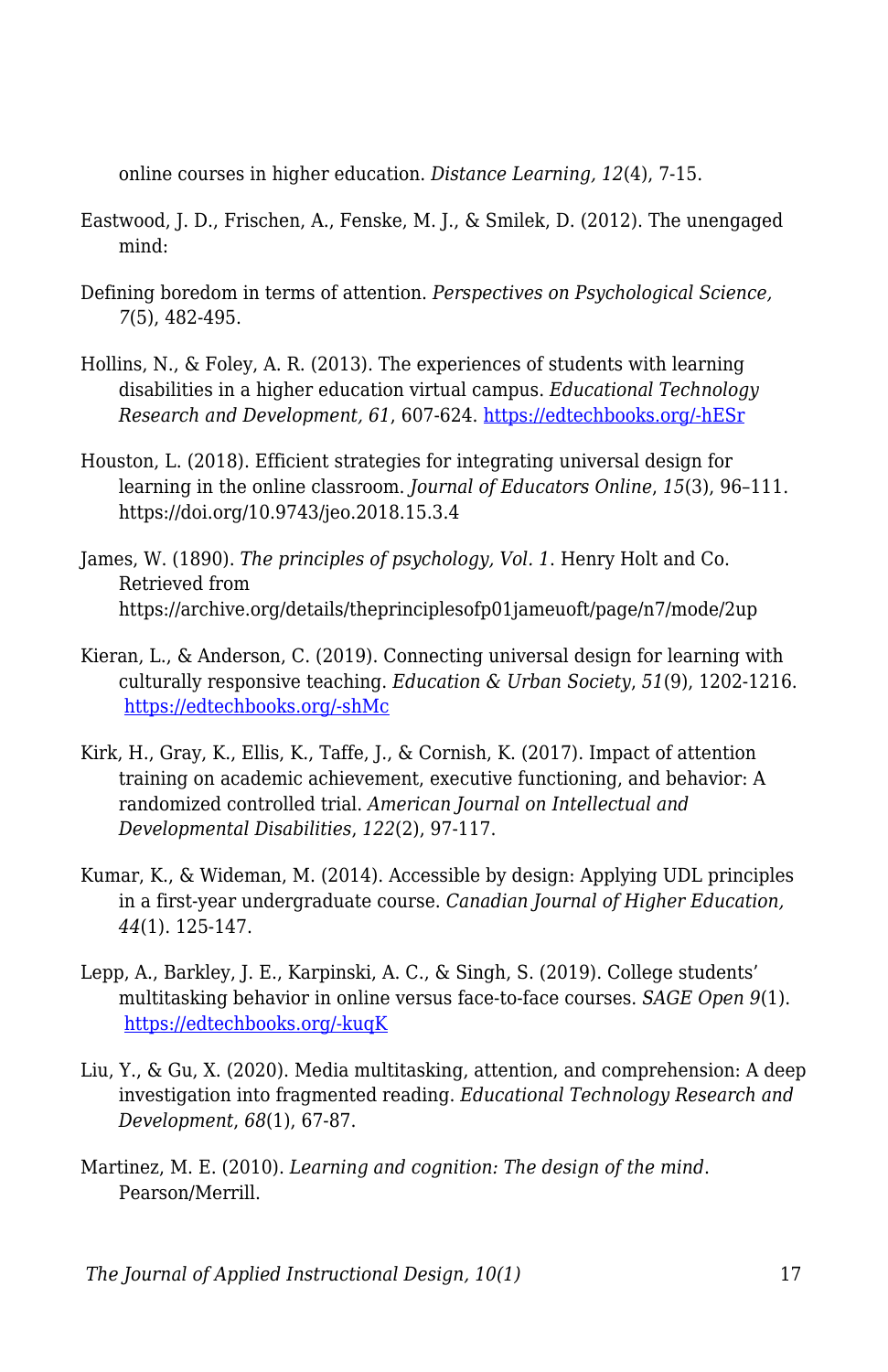online courses in higher education. *Distance Learning, 12*(4), 7-15.

Eastwood, J. D., Frischen, A., Fenske, M. J., & Smilek, D. (2012). The unengaged mind:

Defining boredom in terms of attention. *Perspectives on Psychological Science, 7*(5), 482-495.

Hollins, N., & Foley, A. R. (2013). The experiences of students with learning disabilities in a higher education virtual campus. *Educational Technology Research and Development, 61*, 607-624. https://edtechbooks.org/-hESr

Houston, L. (2018). Efficient strategies for integrating universal design for learning in the online classroom. *Journal of Educators Online*, *15*(3), 96–111. https://doi.org/10.9743/jeo.2018.15.3.4

James, W. (1890). *The principles of psychology, Vol. 1*. Henry Holt and Co. Retrieved from https://archive.org/details/theprinciplesofp01jameuoft/page/n7/mode/2up

Kieran, L., & Anderson, C. (2019). Connecting universal design for learning with culturally responsive teaching. *Education & Urban Society*, *51*(9), 1202-1216. https://edtechbooks.org/-shMc

Kirk, H., Gray, K., Ellis, K., Taffe, J., & Cornish, K. (2017). Impact of attention training on academic achievement, executive functioning, and behavior: A randomized controlled trial. *American Journal on Intellectual and Developmental Disabilities*, *122*(2), 97-117.

Kumar, K., & Wideman, M. (2014). Accessible by design: Applying UDL principles in a first-year undergraduate course. *Canadian Journal of Higher Education, 44*(1). 125-147.

Lepp, A., Barkley, J. E., Karpinski, A. C., & Singh, S. (2019). College students' multitasking behavior in online versus face-to-face courses. *SAGE Open 9*(1). https://edtechbooks.org/-kuqK

Liu, Y., & Gu, X. (2020). Media multitasking, attention, and comprehension: A deep investigation into fragmented reading. *Educational Technology Research and Development*, *68*(1), 67-87.

Martinez, M. E. (2010). *Learning and cognition: The design of the mind*. Pearson/Merrill.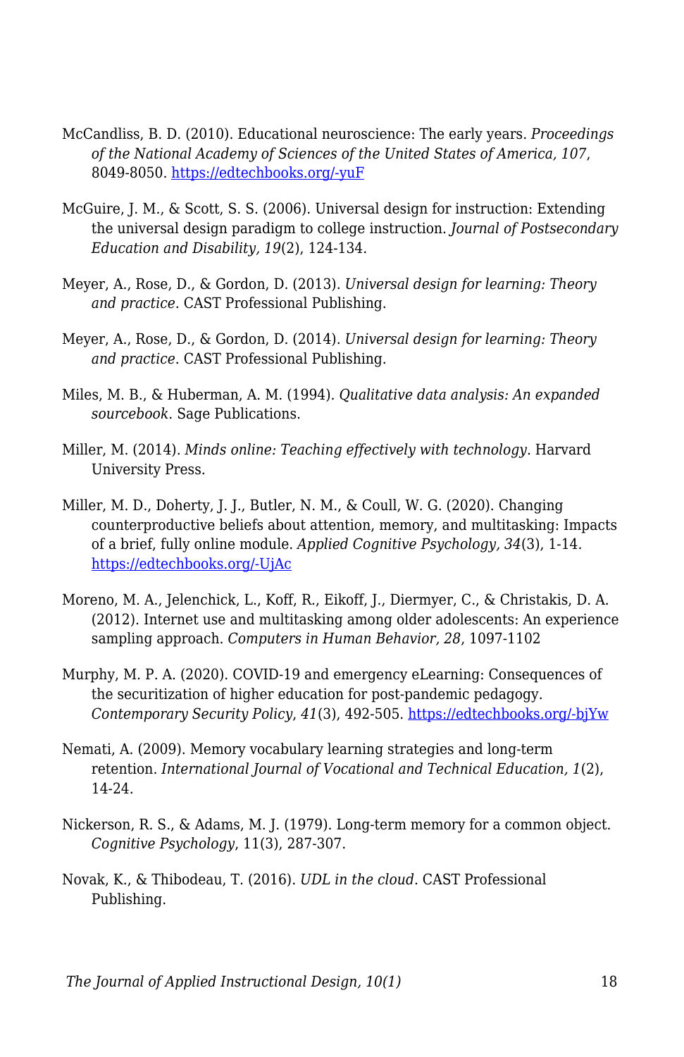McCandliss, B. D. (2010). Educational neuroscience: The early years. *Proceedings of the National Academy of Sciences of the United States of America, 107*, 8049-8050. [https://edtechbooks.org/-yuF](https://edtechbooks.org/-yuF)

McGuire, J. M., & Scott, S. S. (2006). Universal design for instruction: Extending the universal design paradigm to college instruction. *Journal of Postsecondary Education and Disability, 19*(2), 124-134.

Meyer, A., Rose, D., & Gordon, D. (2013). *Universal design for learning: Theory and practice*. CAST Professional Publishing.

Meyer, A., Rose, D., & Gordon, D. (2014). *Universal design for learning: Theory and practice*. CAST Professional Publishing.

Miles, M. B., & Huberman, A. M. (1994). *Qualitative data analysis: An expanded sourcebook*. Sage Publications.

Miller, M. (2014). *Minds online: Teaching effectively with technology*. Harvard University Press.

Miller, M. D., Doherty, J. J., Butler, N. M., & Coull, W. G. (2020). Changing counterproductive beliefs about attention, memory, and multitasking: Impacts of a brief, fully online module. *Applied Cognitive Psychology, 34*(3), 1-14. [https://edtechbooks.org/-UjAc](https://edtechbooks.org/-UjAc)

Moreno, M. A., Jelenchick, L., Koff, R., Eikoff, J., Diermyer, C., & Christakis, D. A. (2012). Internet use and multitasking among older adolescents: An experience sampling approach. *Computers in Human Behavior, 28*, 1097-1102

Murphy, M. P. A. (2020). COVID-19 and emergency eLearning: Consequences of the securitization of higher education for post-pandemic pedagogy. *Contemporary Security Policy*, *41*(3), 492-505. [https://edtechbooks.org/-bjYw](https://edtechbooks.org/-bjYw)

Nemati, A. (2009). Memory vocabulary learning strategies and long-term retention. *International Journal of Vocational and Technical Education, 1*(2), 14-24.

Nickerson, R. S., & Adams, M. J. (1979). Long-term memory for a common object. *Cognitive Psychology*, 11(3), 287-307.

Novak, K., & Thibodeau, T. (2016). *UDL in the cloud*. CAST Professional Publishing.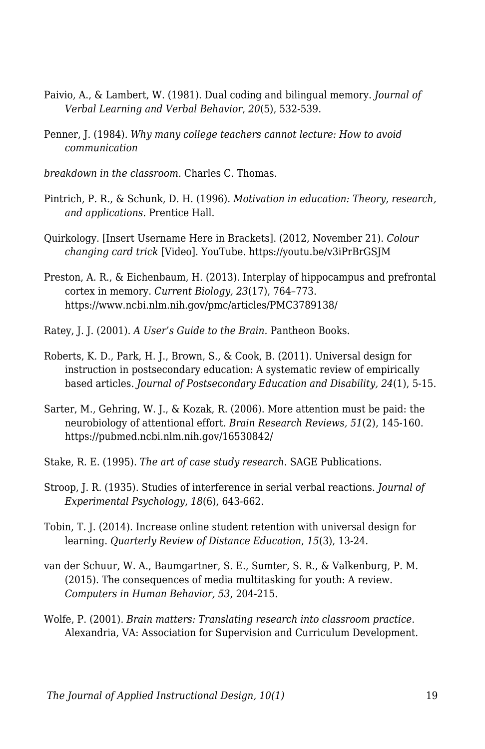Paivio, A., & Lambert, W. (1981). Dual coding and bilingual memory. *Journal of Verbal Learning and Verbal Behavior*, *20*(5), 532-539.

Penner, J. (1984). *Why many college teachers cannot lecture: How to avoid communication*

*breakdown in the classroom.* Charles C. Thomas.

Pintrich, P. R., & Schunk, D. H. (1996). *Motivation in education: Theory, research, and applications.* Prentice Hall.

Quirkology. [Insert Username Here in Brackets]. (2012, November 21). *Colour changing card trick* [Video]. YouTube. https://youtu.be/v3iPrBrGSJM

Preston, A. R., & Eichenbaum, H. (2013). Interplay of hippocampus and prefrontal cortex in memory. *Current Biology, 23*(17), 764–773. https://www.ncbi.nlm.nih.gov/pmc/articles/PMC3789138/

Ratey, J. J. (2001). *A User's Guide to the Brain.* Pantheon Books.

Roberts, K. D., Park, H. J., Brown, S., & Cook, B. (2011). Universal design for instruction in postsecondary education: A systematic review of empirically based articles. *Journal of Postsecondary Education and Disability, 24*(1), 5-15.

Sarter, M., Gehring, W. J., & Kozak, R. (2006). More attention must be paid: the neurobiology of attentional effort. *Brain Research Reviews, 51*(2), 145-160. https://pubmed.ncbi.nlm.nih.gov/16530842/

Stake, R. E. (1995). *The art of case study research*. SAGE Publications.

Stroop, J. R. (1935). Studies of interference in serial verbal reactions. *Journal of Experimental Psychology*, *18*(6), 643-662.

Tobin, T. J. (2014). Increase online student retention with universal design for learning. *Quarterly Review of Distance Education*, *15*(3), 13-24.

van der Schuur, W. A., Baumgartner, S. E., Sumter, S. R., & Valkenburg, P. M. (2015). The consequences of media multitasking for youth: A review. *Computers in Human Behavior, 53*, 204-215.

Wolfe, P. (2001). *Brain matters: Translating research into classroom practice*. Alexandria, VA: Association for Supervision and Curriculum Development.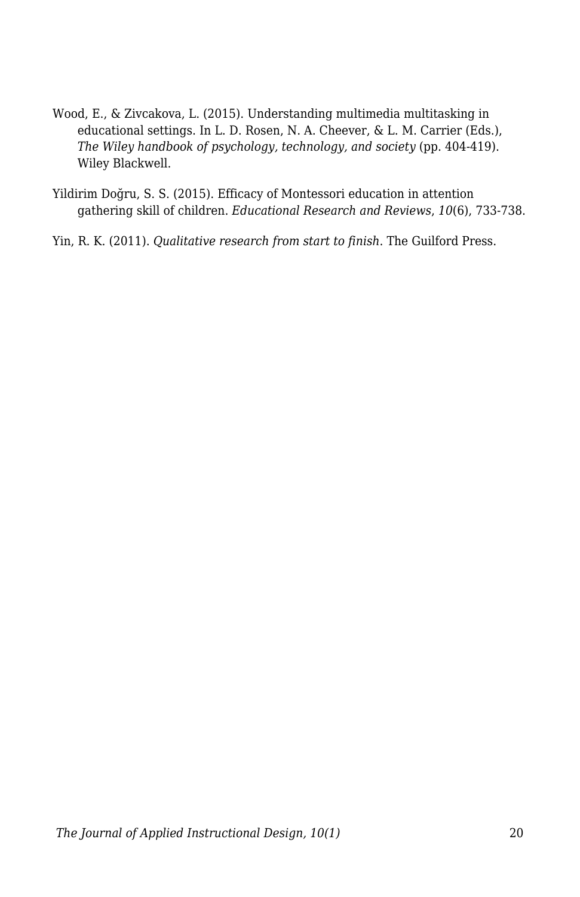Wood, E., & Zivcakova, L. (2015). Understanding multimedia multitasking in educational settings. In L. D. Rosen, N. A. Cheever, & L. M. Carrier (Eds.), *The Wiley handbook of psychology, technology, and society* (pp. 404-419). Wiley Blackwell.

Yildirim Doğru, S. S. (2015). Efficacy of Montessori education in attention gathering skill of children. *Educational Research and Reviews*, *10*(6), 733-738.

Yin, R. K. (2011). *Qualitative research from start to finish*. The Guilford Press.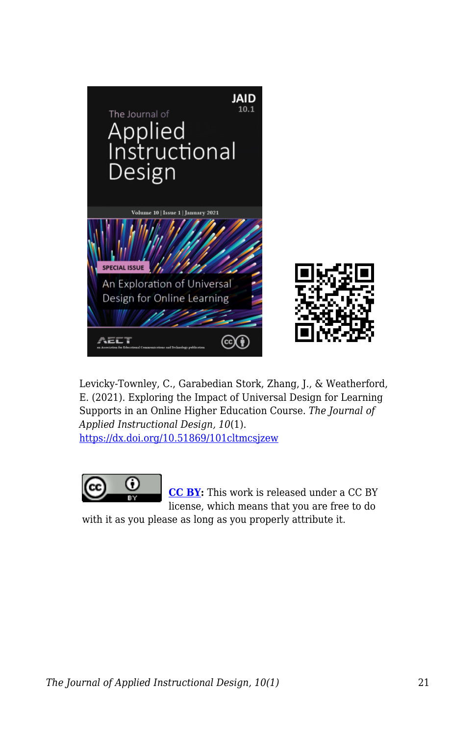Levicky-Townley, C., Garabedian Stork, Zhang, J., & Weatherford, E. (2021). Exploring the Impact of Universal Design for Learning Supports in an Online Higher Education Course. *The Journal of Applied Instructional Design, 10*(1). https://dx.doi.org/10.51869/101cltmcsjzew

**CC BY:** This work is released under a CC BY license, which means that you are free to do with it as you please as long as you properly attribute it.